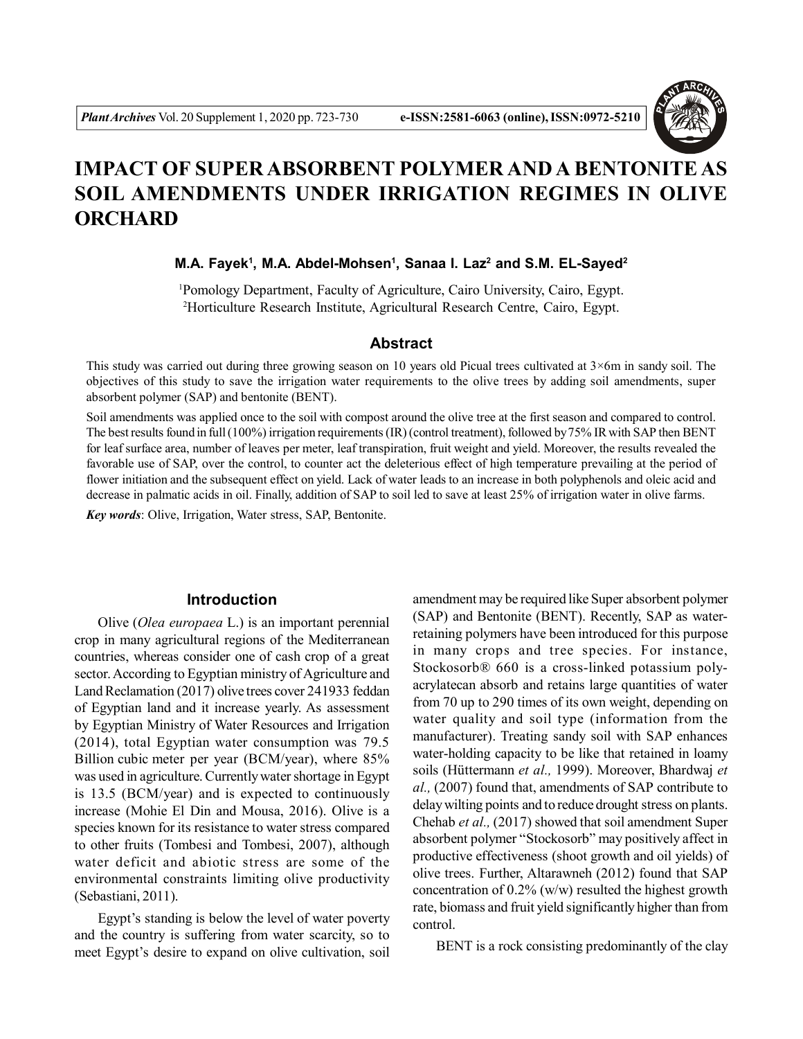# IMPACT OF SUPER ABSORBENT POLYMER AND A BENTONITE AS SOIL AMENDMENTS UNDER IRRIGATION REGIMES IN OLIVE ORCHARD

**M.A. Fayek[1], M.A. Abdel-Mohsen[1], Sanaa I. Laz[2] and S.M. EL-Sayed[2]**

[1]Pomology Department, Faculty of Agriculture, Cairo University, Cairo, Egypt.
[2]Horticulture Research Institute, Agricultural Research Centre, Cairo, Egypt.

## Abstract

This study was carried out during three growing season on 10 years old Picual trees cultivated at 3×6m in sandy soil. The objectives of this study to save the irrigation water requirements to the olive trees by adding soil amendments, super absorbent polymer (SAP) and bentonite (BENT).

Soil amendments was applied once to the soil with compost around the olive tree at the first season and compared to control. The best results found in full (100%) irrigation requirements (IR) (control treatment), followed by 75% IR with SAP then BENT for leaf surface area, number of leaves per meter, leaf transpiration, fruit weight and yield. Moreover, the results revealed the favorable use of SAP, over the control, to counter act the deleterious effect of high temperature prevailing at the period of flower initiation and the subsequent effect on yield. Lack of water leads to an increase in both polyphenols and oleic acid and decrease in palmatic acids in oil. Finally, addition of SAP to soil led to save at least 25% of irrigation water in olive farms.

***Key words***: Olive, Irrigation, Water stress, SAP, Bentonite.

## Introduction

Olive (*Olea europaea* L.) is an important perennial crop in many agricultural regions of the Mediterranean countries, whereas consider one of cash crop of a great sector. According to Egyptian ministry of Agriculture and Land Reclamation (2017) olive trees cover 241933 feddan of Egyptian land and it increase yearly. As assessment by Egyptian Ministry of Water Resources and Irrigation (2014), total Egyptian water consumption was 79.5 Billion cubic meter per year (BCM/year), where 85% was used in agriculture. Currently water shortage in Egypt is 13.5 (BCM/year) and is expected to continuously increase (Mohie El Din and Mousa, 2016). Olive is a species known for its resistance to water stress compared to other fruits (Tombesi and Tombesi, 2007), although water deficit and abiotic stress are some of the environmental constraints limiting olive productivity (Sebastiani, 2011).

Egypt's standing is below the level of water poverty and the country is suffering from water scarcity, so to meet Egypt's desire to expand on olive cultivation, soil amendment may be required like Super absorbent polymer (SAP) and Bentonite (BENT). Recently, SAP as water-retaining polymers have been introduced for this purpose in many crops and tree species. For instance, Stockosorb® 660 is a cross-linked potassium poly-acrylatecan absorb and retains large quantities of water from 70 up to 290 times of its own weight, depending on water quality and soil type (information from the manufacturer). Treating sandy soil with SAP enhances water-holding capacity to be like that retained in loamy soils (Hüttermann *et al.,* 1999). Moreover, Bhardwaj *et al.,* (2007) found that, amendments of SAP contribute to delay wilting points and to reduce drought stress on plants. Chehab *et al.,* (2017) showed that soil amendment Super absorbent polymer "Stockosorb" may positively affect in productive effectiveness (shoot growth and oil yields) of olive trees. Further, Altarawneh (2012) found that SAP concentration of 0.2% (w/w) resulted the highest growth rate, biomass and fruit yield significantly higher than from control.

BENT is a rock consisting predominantly of the clay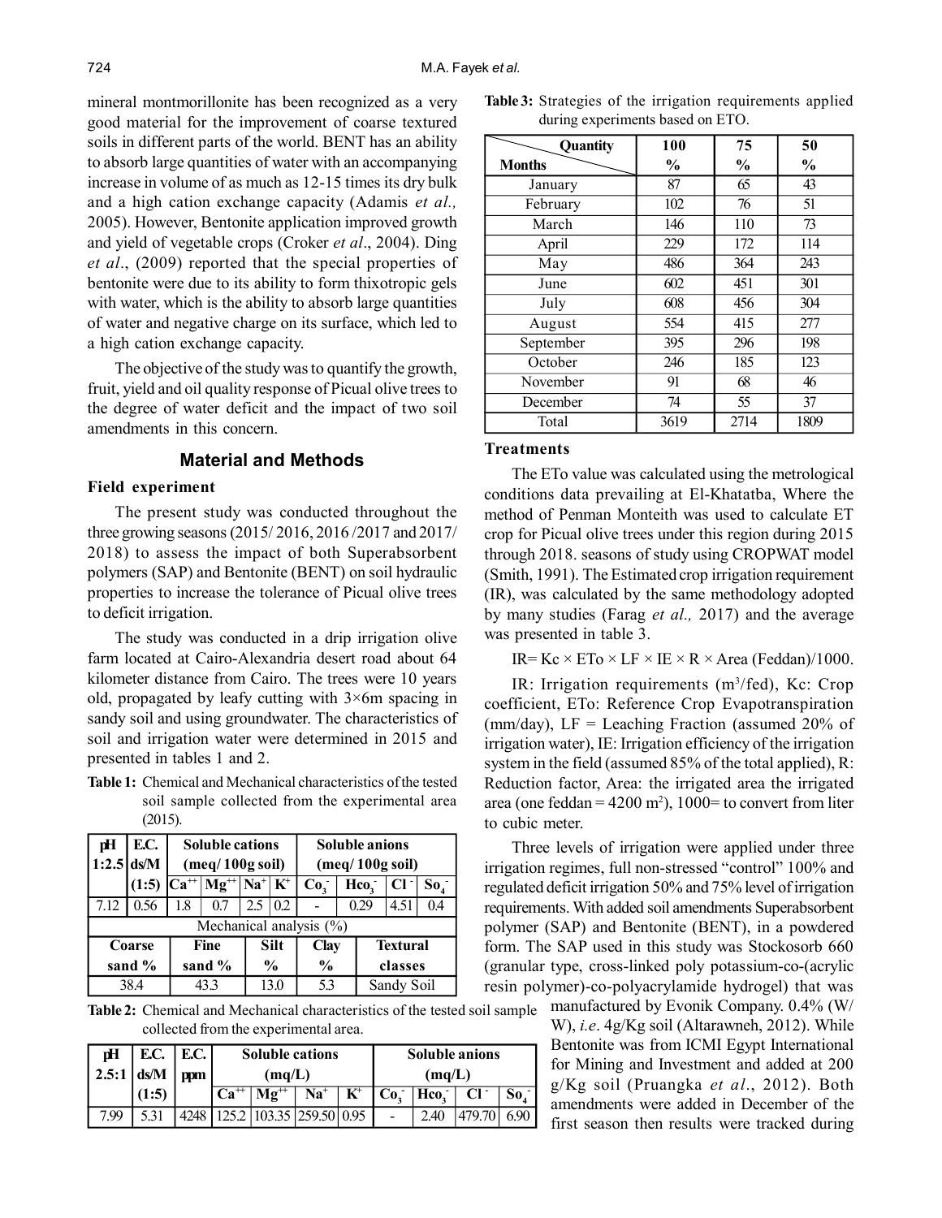mineral montmorillonite has been recognized as a very good material for the improvement of coarse textured soils in different parts of the world. BENT has an ability to absorb large quantities of water with an accompanying increase in volume of as much as 12-15 times its dry bulk and a high cation exchange capacity (Adamis *et al.,* 2005). However, Bentonite application improved growth and yield of vegetable crops (Croker *et al*., 2004). Ding *et al*., (2009) reported that the special properties of bentonite were due to its ability to form thixotropic gels with water, which is the ability to absorb large quantities of water and negative charge on its surface, which led to a high cation exchange capacity.

The objective of the study was to quantify the growth, fruit, yield and oil quality response of Picual olive trees to the degree of water deficit and the impact of two soil amendments in this concern.

## Material and Methods

### Field experiment

The present study was conducted throughout the three growing seasons (2015/ 2016, 2016 /2017 and 2017/ 2018) to assess the impact of both Superabsorbent polymers (SAP) and Bentonite (BENT) on soil hydraulic properties to increase the tolerance of Picual olive trees to deficit irrigation.

The study was conducted in a drip irrigation olive farm located at Cairo-Alexandria desert road about 64 kilometer distance from Cairo. The trees were 10 years old, propagated by leafy cutting with 3×6m spacing in sandy soil and using groundwater. The characteristics of soil and irrigation water were determined in 2015 and presented in tables 1 and 2.

**Table 1:** Chemical and Mechanical characteristics of the tested soil sample collected from the experimental area (2015).

| pH 1:2.5 | E.C. ds/M (1:5) | Soluble cations (meq/ 100g soil) | | | | Soluble anions (meq/ 100g soil) | | | |
|---|---|---|---|---|---|---|---|---|---|
| | | $Ca^{++}$ | $Mg^{++}$ | $Na^{+}$ | $K^{+}$ | $Co_3^-$ | $Hco_3^-$ | $Cl^-$ | $So_4^-$ |
| 7.12 | 0.56 | 1.8 | 0.7 | 2.5 | 0.2 | - | 0.29 | 4.51 | 0.4 |
| Mechanical analysis (%) | | | | | | | | | |
| Coarse sand % | | Fine sand % | | Silt % | | Clay % | | Textural classes | |
| 38.4 | | 43.3 | | 13.0 | | 5.3 | | Sandy Soil | |

**Table 2:** Chemical and Mechanical characteristics of the tested soil sample collected from the experimental area.

| pH 2.5:1 | E.C. ds/M (1:5) | E.C. ppm | Soluble cations (mq/L) | | | | Soluble anions (mq/L) | | | |
|---|---|---|---|---|---|---|---|---|---|---|
| | | | $Ca^{++}$ | $Mg^{++}$ | $Na^{+}$ | $K^{+}$ | $Co_3^-$ | $Hco_3^-$ | $Cl^-$ | $So_4^-$ |
| 7.99 | 5.31 | 4248 | 125.2 | 103.35 | 259.50 | 0.95 | - | 2.40 | 479.70 | 6.90 |

**Table 3:** Strategies of the irrigation requirements applied during experiments based on ETO.

| Months \ Quantity | 100 % | 75 % | 50 % |
|---|---|---|---|
| January | 87 | 65 | 43 |
| February | 102 | 76 | 51 |
| March | 146 | 110 | 73 |
| April | 229 | 172 | 114 |
| May | 486 | 364 | 243 |
| June | 602 | 451 | 301 |
| July | 608 | 456 | 304 |
| August | 554 | 415 | 277 |
| September | 395 | 296 | 198 |
| October | 246 | 185 | 123 |
| November | 91 | 68 | 46 |
| December | 74 | 55 | 37 |
| Total | 3619 | 2714 | 1809 |

### Treatments

The ETo value was calculated using the metrological conditions data prevailing at El-Khatatba, Where the method of Penman Monteith was used to calculate ET crop for Picual olive trees under this region during 2015 through 2018. seasons of study using CROPWAT model (Smith, 1991). The Estimated crop irrigation requirement (IR), was calculated by the same methodology adopted by many studies (Farag *et al.,* 2017) and the average was presented in table 3.

$$IR = Kc \times ETo \times LF \times IE \times R \times Area\ (Feddan)/1000.$$

IR: Irrigation requirements ($m^3$/fed), Kc: Crop coefficient, ETo: Reference Crop Evapotranspiration (mm/day), LF = Leaching Fraction (assumed 20% of irrigation water), IE: Irrigation efficiency of the irrigation system in the field (assumed 85% of the total applied), R: Reduction factor, Area: the irrigated area the irrigated area (one feddan = 4200 $m^2$), 1000= to convert from liter to cubic meter.

Three levels of irrigation were applied under three irrigation regimes, full non-stressed "control" 100% and regulated deficit irrigation 50% and 75% level of irrigation requirements. With added soil amendments Superabsorbent polymer (SAP) and Bentonite (BENT), in a powdered form. The SAP used in this study was Stockosorb 660 (granular type, cross-linked poly potassium-co-(acrylic resin polymer)-co-polyacrylamide hydrogel) that was manufactured by Evonik Company. 0.4% (W/ W), *i.e*. 4g/Kg soil (Altarawneh, 2012). While Bentonite was from ICMI Egypt International for Mining and Investment and added at 200 g/Kg soil (Pruangka *et al*., 2012). Both amendments were added in December of the first season then results were tracked during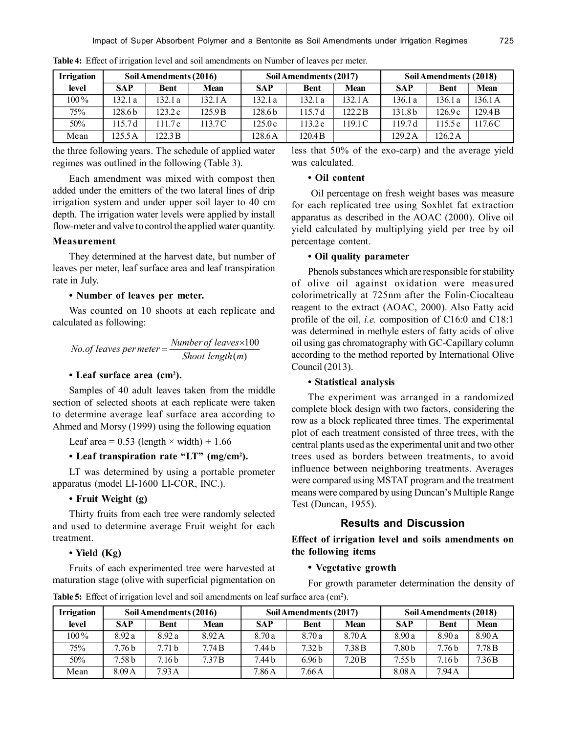**Table 4:** Effect of irrigation level and soil amendments on Number of leaves per meter.

| Irrigation level | Soil Amendments (2016) | | | Soil Amendments (2017) | | | Soil Amendments (2018) | | |
|---|---|---|---|---|---|---|---|---|---|
| | SAP | Bent | Mean | SAP | Bent | Mean | SAP | Bent | Mean |
| 100% | 132.1 a | 132.1 a | 132.1 A | 132.1 a | 132.1 a | 132.1 A | 136.1 a | 136.1 a | 136.1 A |
| 75% | 128.6 b | 123.2 c | 125.9 B | 128.6 b | 115.7 d | 122.2 B | 131.8 b | 126.9 c | 129.4 B |
| 50% | 115.7 d | 111.7 e | 113.7 C | 125.0 c | 113.2 e | 119.1 C | 119.7 d | 115.5 e | 117.6 C |
| Mean | 125.5 A | 122.3 B | | 128.6 A | 120.4 B | | 129.2 A | 126.2 A | |

the three following years. The schedule of applied water regimes was outlined in the following (Table 3).

Each amendment was mixed with compost then added under the emitters of the two lateral lines of drip irrigation system and under upper soil layer to 40 cm depth. The irrigation water levels were applied by install flow-meter and valve to control the applied water quantity.

### Measurement

They determined at the harvest date, but number of leaves per meter, leaf surface area and leaf transpiration rate in July.

**• Number of leaves per meter.**

Was counted on 10 shoots at each replicate and calculated as following:

$$No.of\ leaves\ per\ meter = \frac{Number\ of\ leaves \times 100}{Shoot\ length(m)}$$

**• Leaf surface area (cm²).**

Samples of 40 adult leaves taken from the middle section of selected shoots at each replicate were taken to determine average leaf surface area according to Ahmed and Morsy (1999) using the following equation

Leaf area = 0.53 (length × width) + 1.66

**• Leaf transpiration rate "LT" (mg/cm²).**

LT was determined by using a portable prometer apparatus (model LI-1600 LI-COR, INC.).

**• Fruit Weight (g)**

Thirty fruits from each tree were randomly selected and used to determine average Fruit weight for each treatment.

**• Yield (Kg)**

Fruits of each experimented tree were harvested at maturation stage (olive with superficial pigmentation on less that 50% of the exo-carp) and the average yield was calculated.

**• Oil content**

Oil percentage on fresh weight bases was measure for each replicated tree using Soxhlet fat extraction apparatus as described in the AOAC (2000). Olive oil yield calculated by multiplying yield per tree by oil percentage content.

**• Oil quality parameter**

Phenols substances which are responsible for stability of olive oil against oxidation were measured colorimetrically at 725nm after the Folin-Ciocalteau reagent to the extract (AOAC, 2000). Also Fatty acid profile of the oil, *i.e.* composition of C16:0 and C18:1 was determined in methyle esters of fatty acids of olive oil using gas chromatography with GC-Capillary column according to the method reported by International Olive Council (2013).

**• Statistical analysis**

The experiment was arranged in a randomized complete block design with two factors, considering the row as a block replicated three times. The experimental plot of each treatment consisted of three trees, with the central plants used as the experimental unit and two other trees used as borders between treatments, to avoid influence between neighboring treatments. Averages were compared using MSTAT program and the treatment means were compared by using Duncan's Multiple Range Test (Duncan, 1955).

## Results and Discussion

### Effect of irrigation level and soils amendments on the following items

**• Vegetative growth**

For growth parameter determination the density of

**Table 5:** Effect of irrigation level and soil amendments on leaf surface area (cm²).

| Irrigation level | Soil Amendments (2016) | | | Soil Amendments (2017) | | | Soil Amendments (2018) | | |
|---|---|---|---|---|---|---|---|---|---|
| | SAP | Bent | Mean | SAP | Bent | Mean | SAP | Bent | Mean |
| 100% | 8.92 a | 8.92 a | 8.92 A | 8.70 a | 8.70 a | 8.70 A | 8.90 a | 8.90 a | 8.90 A |
| 75% | 7.76 b | 7.71 b | 7.74 B | 7.44 b | 7.32 b | 7.38 B | 7.80 b | 7.76 b | 7.78 B |
| 50% | 7.58 b | 7.16 b | 7.37 B | 7.44 b | 6.96 b | 7.20 B | 7.55 b | 7.16 b | 7.36 B |
| Mean | 8.09 A | 7.93 A | | 7.86 A | 7.66 A | | 8.08 A | 7.94 A | |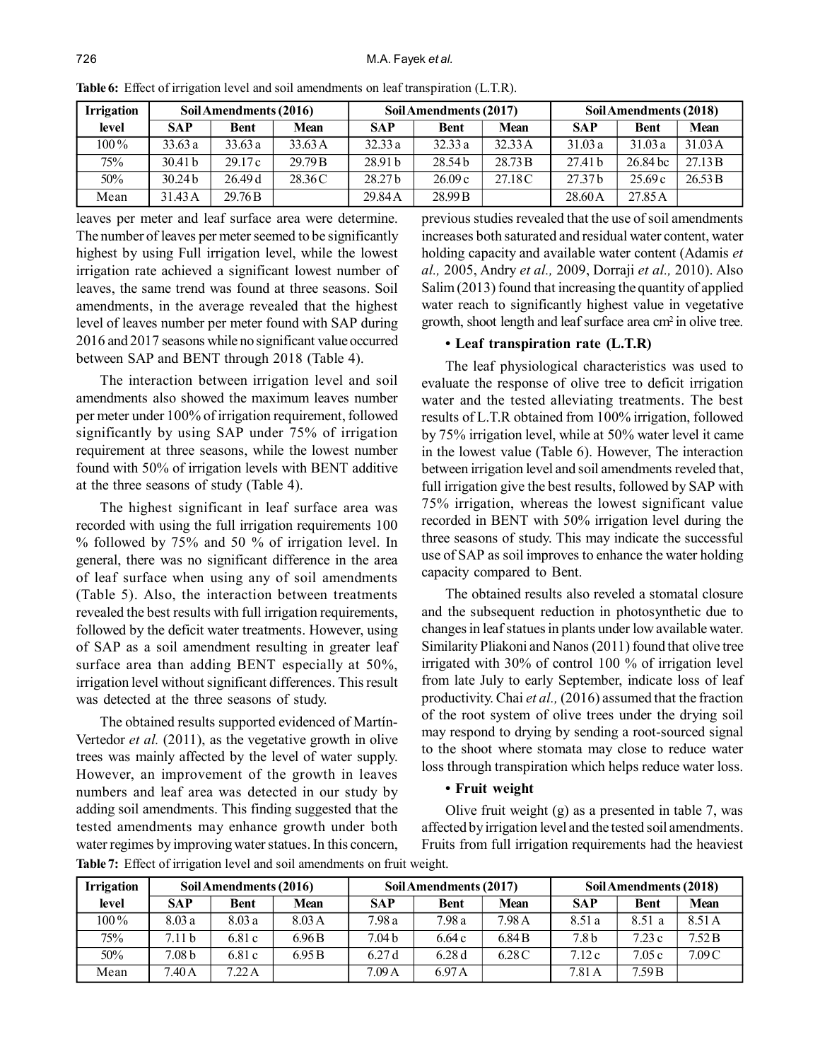**Table 6:** Effect of irrigation level and soil amendments on leaf transpiration (L.T.R).

| Irrigation level | Soil Amendments (2016) | | | Soil Amendments (2017) | | | Soil Amendments (2018) | | |
|---|---|---|---|---|---|---|---|---|---|
| | SAP | Bent | Mean | SAP | Bent | Mean | SAP | Bent | Mean |
| 100 % | 33.63 a | 33.63 a | 33.63 A | 32.33 a | 32.33 a | 32.33 A | 31.03 a | 31.03 a | 31.03 A |
| 75% | 30.41 b | 29.17 c | 29.79 B | 28.91 b | 28.54 b | 28.73 B | 27.41 b | 26.84 bc | 27.13 B |
| 50% | 30.24 b | 26.49 d | 28.36 C | 28.27 b | 26.09 c | 27.18 C | 27.37 b | 25.69 c | 26.53 B |
| Mean | 31.43 A | 29.76 B | | 29.84 A | 28.99 B | | 28.60 A | 27.85 A | |

leaves per meter and leaf surface area were determine. The number of leaves per meter seemed to be significantly highest by using Full irrigation level, while the lowest irrigation rate achieved a significant lowest number of leaves, the same trend was found at three seasons. Soil amendments, in the average revealed that the highest level of leaves number per meter found with SAP during 2016 and 2017 seasons while no significant value occurred between SAP and BENT through 2018 (Table 4).

The interaction between irrigation level and soil amendments also showed the maximum leaves number per meter under 100% of irrigation requirement, followed significantly by using SAP under 75% of irrigation requirement at three seasons, while the lowest number found with 50% of irrigation levels with BENT additive at the three seasons of study (Table 4).

The highest significant in leaf surface area was recorded with using the full irrigation requirements 100 % followed by 75% and 50 % of irrigation level. In general, there was no significant difference in the area of leaf surface when using any of soil amendments (Table 5). Also, the interaction between treatments revealed the best results with full irrigation requirements, followed by the deficit water treatments. However, using of SAP as a soil amendment resulting in greater leaf surface area than adding BENT especially at 50%, irrigation level without significant differences. This result was detected at the three seasons of study.

The obtained results supported evidenced of Martín-Vertedor *et al.* (2011), as the vegetative growth in olive trees was mainly affected by the level of water supply. However, an improvement of the growth in leaves numbers and leaf area was detected in our study by adding soil amendments. This finding suggested that the tested amendments may enhance growth under both water regimes by improving water statues. In this concern, previous studies revealed that the use of soil amendments increases both saturated and residual water content, water holding capacity and available water content (Adamis *et al.,* 2005, Andry *et al.,* 2009, Dorraji *et al.,* 2010). Also Salim (2013) found that increasing the quantity of applied water reach to significantly highest value in vegetative growth, shoot length and leaf surface area cm$^2$ in olive tree.

### • Leaf transpiration rate (L.T.R)

The leaf physiological characteristics was used to evaluate the response of olive tree to deficit irrigation water and the tested alleviating treatments. The best results of L.T.R obtained from 100% irrigation, followed by 75% irrigation level, while at 50% water level it came in the lowest value (Table 6). However, The interaction between irrigation level and soil amendments reveled that, full irrigation give the best results, followed by SAP with 75% irrigation, whereas the lowest significant value recorded in BENT with 50% irrigation level during the three seasons of study. This may indicate the successful use of SAP as soil improves to enhance the water holding capacity compared to Bent.

The obtained results also reveled a stomatal closure and the subsequent reduction in photosynthetic due to changes in leaf statues in plants under low available water. Similarity Pliakoni and Nanos (2011) found that olive tree irrigated with 30% of control 100 % of irrigation level from late July to early September, indicate loss of leaf productivity. Chai *et al.,* (2016) assumed that the fraction of the root system of olive trees under the drying soil may respond to drying by sending a root-sourced signal to the shoot where stomata may close to reduce water loss through transpiration which helps reduce water loss.

### • Fruit weight

Olive fruit weight (g) as a presented in table 7, was affected by irrigation level and the tested soil amendments. Fruits from full irrigation requirements had the heaviest

**Table 7:** Effect of irrigation level and soil amendments on fruit weight.

| Irrigation level | Soil Amendments (2016) | | | Soil Amendments (2017) | | | Soil Amendments (2018) | | |
|---|---|---|---|---|---|---|---|---|---|
| | SAP | Bent | Mean | SAP | Bent | Mean | SAP | Bent | Mean |
| 100 % | 8.03 a | 8.03 a | 8.03 A | 7.98 a | 7.98 a | 7.98 A | 8.51 a | 8.51 a | 8.51 A |
| 75% | 7.11 b | 6.81 c | 6.96 B | 7.04 b | 6.64 c | 6.84 B | 7.8 b | 7.23 c | 7.52 B |
| 50% | 7.08 b | 6.81 c | 6.95 B | 6.27 d | 6.28 d | 6.28 C | 7.12 c | 7.05 c | 7.09 C |
| Mean | 7.40 A | 7.22 A | | 7.09 A | 6.97 A | | 7.81 A | 7.59 B | |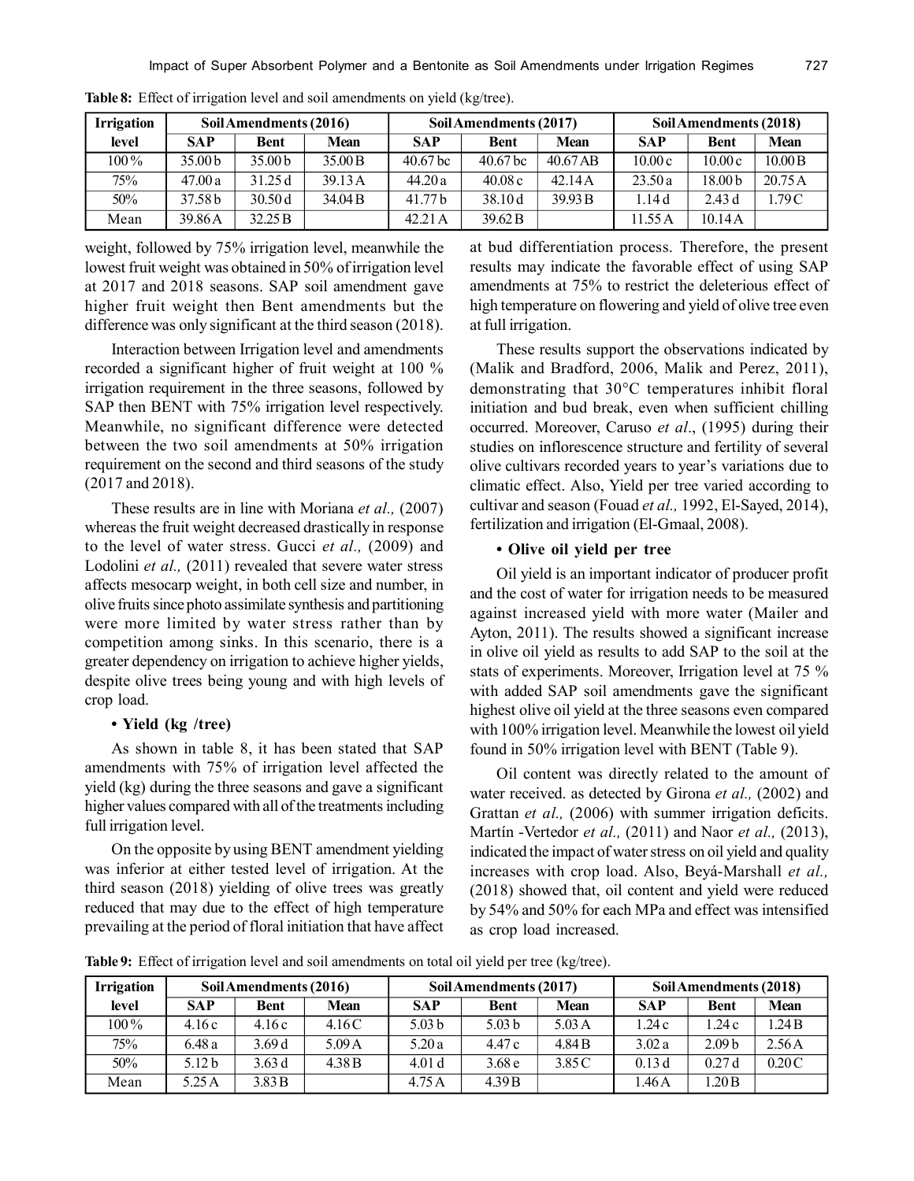**Table 8:** Effect of irrigation level and soil amendments on yield (kg/tree).

| Irrigation level | Soil Amendments (2016) | | | Soil Amendments (2017) | | | Soil Amendments (2018) | | |
|---|---|---|---|---|---|---|---|---|---|
| | SAP | Bent | Mean | SAP | Bent | Mean | SAP | Bent | Mean |
| 100 % | 35.00 b | 35.00 b | 35.00 B | 40.67 bc | 40.67 bc | 40.67 AB | 10.00 c | 10.00 c | 10.00 B |
| 75% | 47.00 a | 31.25 d | 39.13 A | 44.20 a | 40.08 c | 42.14 A | 23.50 a | 18.00 b | 20.75 A |
| 50% | 37.58 b | 30.50 d | 34.04 B | 41.77 b | 38.10 d | 39.93 B | 1.14 d | 2.43 d | 1.79 C |
| Mean | 39.86 A | 32.25 B | | 42.21 A | 39.62 B | | 11.55 A | 10.14 A | |

weight, followed by 75% irrigation level, meanwhile the lowest fruit weight was obtained in 50% of irrigation level at 2017 and 2018 seasons. SAP soil amendment gave higher fruit weight then Bent amendments but the difference was only significant at the third season (2018).

Interaction between Irrigation level and amendments recorded a significant higher of fruit weight at 100 % irrigation requirement in the three seasons, followed by SAP then BENT with 75% irrigation level respectively. Meanwhile, no significant difference were detected between the two soil amendments at 50% irrigation requirement on the second and third seasons of the study (2017 and 2018).

These results are in line with Moriana *et al.,* (2007) whereas the fruit weight decreased drastically in response to the level of water stress. Gucci *et al.,* (2009) and Lodolini *et al.,* (2011) revealed that severe water stress affects mesocarp weight, in both cell size and number, in olive fruits since photo assimilate synthesis and partitioning were more limited by water stress rather than by competition among sinks. In this scenario, there is a greater dependency on irrigation to achieve higher yields, despite olive trees being young and with high levels of crop load.

**• Yield (kg /tree)**

As shown in table 8, it has been stated that SAP amendments with 75% of irrigation level affected the yield (kg) during the three seasons and gave a significant higher values compared with all of the treatments including full irrigation level.

On the opposite by using BENT amendment yielding was inferior at either tested level of irrigation. At the third season (2018) yielding of olive trees was greatly reduced that may due to the effect of high temperature prevailing at the period of floral initiation that have affect at bud differentiation process. Therefore, the present results may indicate the favorable effect of using SAP amendments at 75% to restrict the deleterious effect of high temperature on flowering and yield of olive tree even at full irrigation.

These results support the observations indicated by (Malik and Bradford, 2006, Malik and Perez, 2011), demonstrating that 30°C temperatures inhibit floral initiation and bud break, even when sufficient chilling occurred. Moreover, Caruso *et al*., (1995) during their studies on inflorescence structure and fertility of several olive cultivars recorded years to year's variations due to climatic effect. Also, Yield per tree varied according to cultivar and season (Fouad *et al.,* 1992, El-Sayed, 2014), fertilization and irrigation (El-Gmaal, 2008).

**• Olive oil yield per tree**

Oil yield is an important indicator of producer profit and the cost of water for irrigation needs to be measured against increased yield with more water (Mailer and Ayton, 2011). The results showed a significant increase in olive oil yield as results to add SAP to the soil at the stats of experiments. Moreover, Irrigation level at 75 % with added SAP soil amendments gave the significant highest olive oil yield at the three seasons even compared with 100% irrigation level. Meanwhile the lowest oil yield found in 50% irrigation level with BENT (Table 9).

Oil content was directly related to the amount of water received. as detected by Girona *et al.,* (2002) and Grattan *et al.,* (2006) with summer irrigation deficits. Martín -Vertedor *et al.,* (2011) and Naor *et al.,* (2013), indicated the impact of water stress on oil yield and quality increases with crop load. Also, Beyá-Marshall *et al.,* (2018) showed that, oil content and yield were reduced by 54% and 50% for each MPa and effect was intensified as crop load increased.

**Table 9:** Effect of irrigation level and soil amendments on total oil yield per tree (kg/tree).

| Irrigation level | Soil Amendments (2016) | | | Soil Amendments (2017) | | | Soil Amendments (2018) | | |
|---|---|---|---|---|---|---|---|---|---|
| | SAP | Bent | Mean | SAP | Bent | Mean | SAP | Bent | Mean |
| 100 % | 4.16 c | 4.16 c | 4.16 C | 5.03 b | 5.03 b | 5.03 A | 1.24 c | 1.24 c | 1.24 B |
| 75% | 6.48 a | 3.69 d | 5.09 A | 5.20 a | 4.47 c | 4.84 B | 3.02 a | 2.09 b | 2.56 A |
| 50% | 5.12 b | 3.63 d | 4.38 B | 4.01 d | 3.68 e | 3.85 C | 0.13 d | 0.27 d | 0.20 C |
| Mean | 5.25 A | 3.83 B | | 4.75 A | 4.39 B | | 1.46 A | 1.20 B | |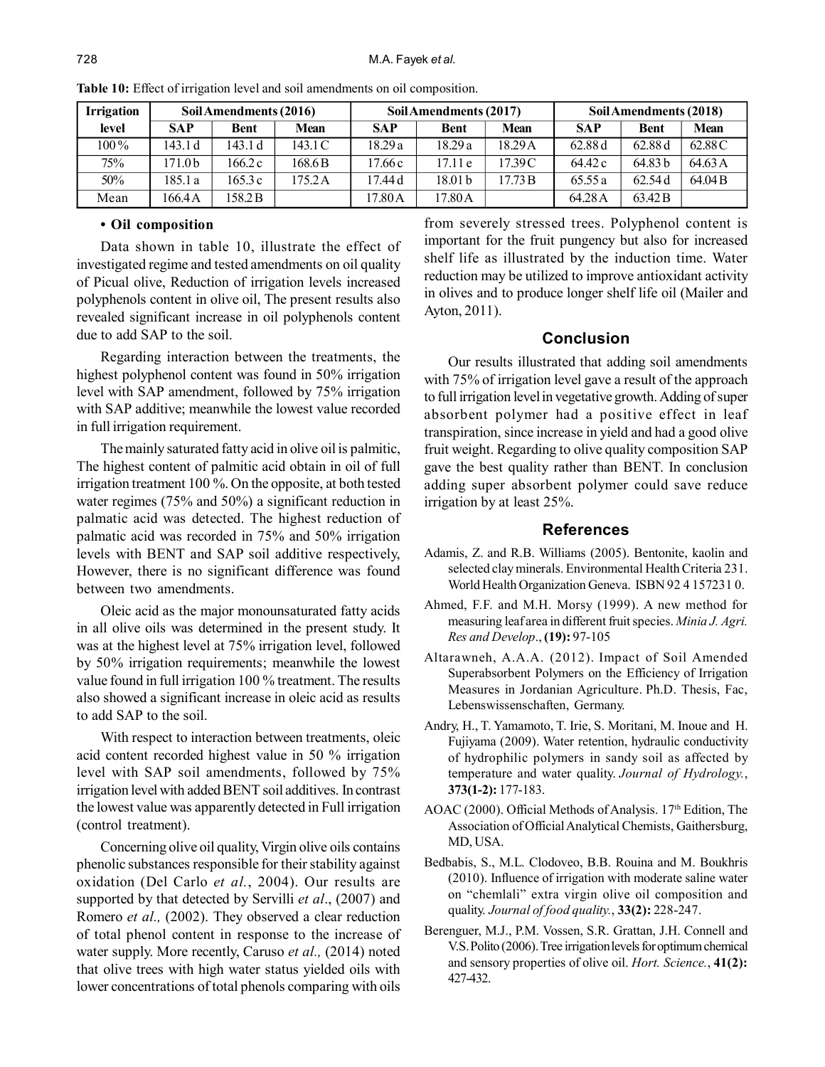**Table 10:** Effect of irrigation level and soil amendments on oil composition.

| Irrigation level | Soil Amendments (2016) | | | Soil Amendments (2017) | | | Soil Amendments (2018) | | |
|---|---|---|---|---|---|---|---|---|---|
| | SAP | Bent | Mean | SAP | Bent | Mean | SAP | Bent | Mean |
| 100 % | 143.1 d | 143.1 d | 143.1 C | 18.29 a | 18.29 a | 18.29 A | 62.88 d | 62.88 d | 62.88 C |
| 75% | 171.0 b | 166.2 c | 168.6 B | 17.66 c | 17.11 e | 17.39 C | 64.42 c | 64.83 b | 64.63 A |
| 50% | 185.1 a | 165.3 c | 175.2 A | 17.44 d | 18.01 b | 17.73 B | 65.55 a | 62.54 d | 64.04 B |
| Mean | 166.4 A | 158.2 B | | 17.80 A | 17.80 A | | 64.28 A | 63.42 B | |

- **Oil composition**

Data shown in table 10, illustrate the effect of investigated regime and tested amendments on oil quality of Picual olive, Reduction of irrigation levels increased polyphenols content in olive oil, The present results also revealed significant increase in oil polyphenols content due to add SAP to the soil.

Regarding interaction between the treatments, the highest polyphenol content was found in 50% irrigation level with SAP amendment, followed by 75% irrigation with SAP additive; meanwhile the lowest value recorded in full irrigation requirement.

The mainly saturated fatty acid in olive oil is palmitic, The highest content of palmitic acid obtain in oil of full irrigation treatment 100 %. On the opposite, at both tested water regimes (75% and 50%) a significant reduction in palmatic acid was detected. The highest reduction of palmatic acid was recorded in 75% and 50% irrigation levels with BENT and SAP soil additive respectively, However, there is no significant difference was found between two amendments.

Oleic acid as the major monounsaturated fatty acids in all olive oils was determined in the present study. It was at the highest level at 75% irrigation level, followed by 50% irrigation requirements; meanwhile the lowest value found in full irrigation 100 % treatment. The results also showed a significant increase in oleic acid as results to add SAP to the soil.

With respect to interaction between treatments, oleic acid content recorded highest value in 50 % irrigation level with SAP soil amendments, followed by 75% irrigation level with added BENT soil additives. In contrast the lowest value was apparently detected in Full irrigation (control treatment).

Concerning olive oil quality, Virgin olive oils contains phenolic substances responsible for their stability against oxidation (Del Carlo *et al.*, 2004). Our results are supported by that detected by Servilli *et al*., (2007) and Romero *et al.,* (2002). They observed a clear reduction of total phenol content in response to the increase of water supply. More recently, Caruso *et al.,* (2014) noted that olive trees with high water status yielded oils with lower concentrations of total phenols comparing with oils from severely stressed trees. Polyphenol content is important for the fruit pungency but also for increased shelf life as illustrated by the induction time. Water reduction may be utilized to improve antioxidant activity in olives and to produce longer shelf life oil (Mailer and Ayton, 2011).

## Conclusion

Our results illustrated that adding soil amendments with 75% of irrigation level gave a result of the approach to full irrigation level in vegetative growth. Adding of super absorbent polymer had a positive effect in leaf transpiration, since increase in yield and had a good olive fruit weight. Regarding to olive quality composition SAP gave the best quality rather than BENT. In conclusion adding super absorbent polymer could save reduce irrigation by at least 25%.

## References

Adamis, Z. and R.B. Williams (2005). Bentonite, kaolin and selected clay minerals. Environmental Health Criteria 231. World Health Organization Geneva. ISBN 92 4 157231 0.

Ahmed, F.F. and M.H. Morsy (1999). A new method for measuring leaf area in different fruit species. *Minia J. Agri. Res and Develop*., **(19):** 97-105

Altarawneh, A.A.A. (2012). Impact of Soil Amended Superabsorbent Polymers on the Efficiency of Irrigation Measures in Jordanian Agriculture. Ph.D. Thesis, Fac, Lebenswissenschaften, Germany.

Andry, H., T. Yamamoto, T. Irie, S. Moritani, M. Inoue and H. Fujiyama (2009). Water retention, hydraulic conductivity of hydrophilic polymers in sandy soil as affected by temperature and water quality. *Journal of Hydrology.*, **373(1-2):** 177-183.

AOAC (2000). Official Methods of Analysis. 17th Edition, The Association of Official Analytical Chemists, Gaithersburg, MD, USA.

Bedbabis, S., M.L. Clodoveo, B.B. Rouina and M. Boukhris (2010). Influence of irrigation with moderate saline water on "chemlali" extra virgin olive oil composition and quality. *Journal of food quality.*, **33(2):** 228-247.

Berenguer, M.J., P.M. Vossen, S.R. Grattan, J.H. Connell and V.S. Polito (2006). Tree irrigation levels for optimum chemical and sensory properties of olive oil. *Hort. Science.*, **41(2):** 427-432.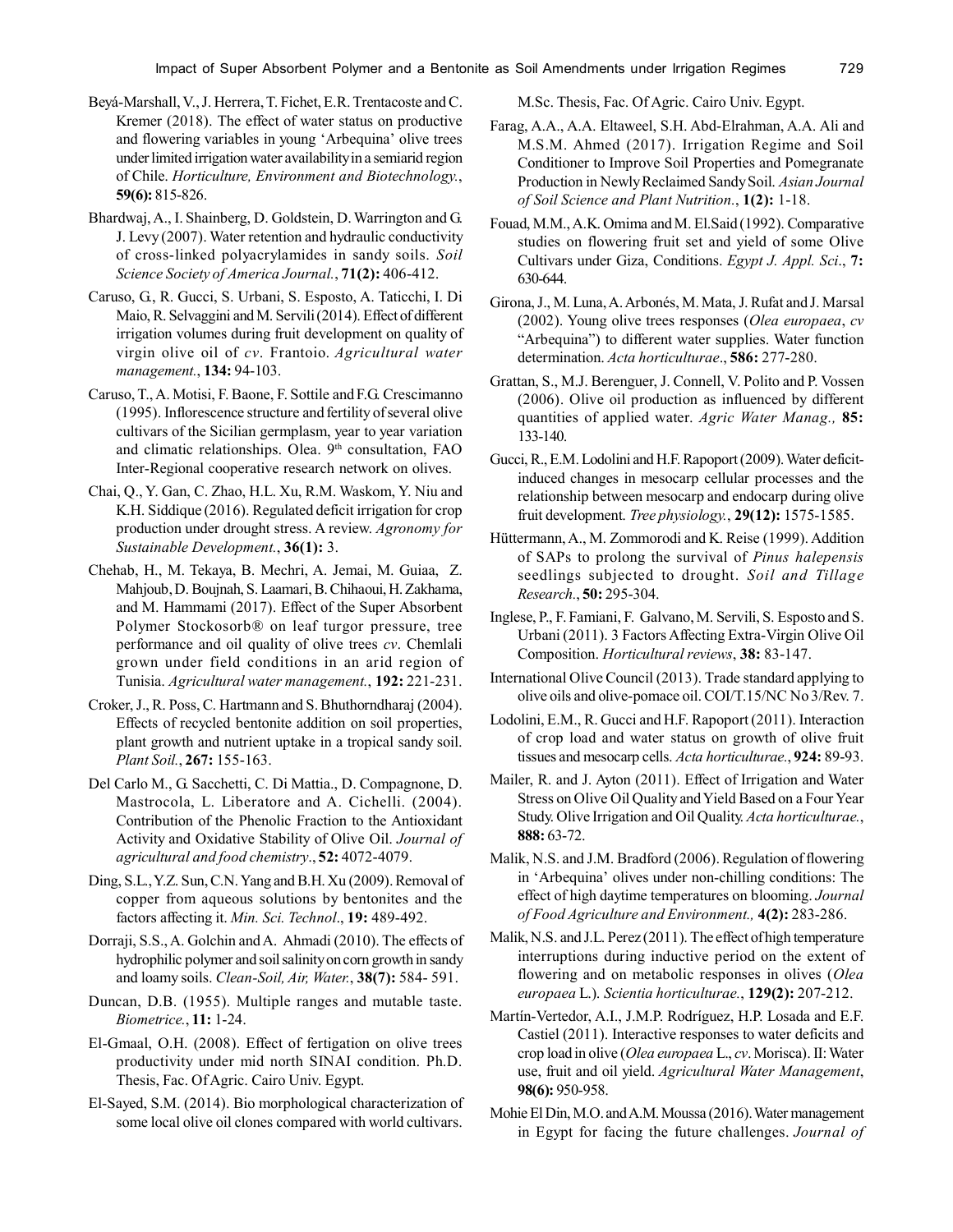Beyá-Marshall, V., J. Herrera, T. Fichet, E.R. Trentacoste and C. Kremer (2018). The effect of water status on productive and flowering variables in young 'Arbequina' olive trees under limited irrigation water availability in a semiarid region of Chile. *Horticulture, Environment and Biotechnology.*, **59(6):** 815-826.

Bhardwaj, A., I. Shainberg, D. Goldstein, D. Warrington and G. J. Levy (2007). Water retention and hydraulic conductivity of cross-linked polyacrylamides in sandy soils. *Soil Science Society of America Journal.*, **71(2):** 406-412.

Caruso, G., R. Gucci, S. Urbani, S. Esposto, A. Taticchi, I. Di Maio, R. Selvaggini and M. Servili (2014). Effect of different irrigation volumes during fruit development on quality of virgin olive oil of *cv*. Frantoio. *Agricultural water management.*, **134:** 94-103.

Caruso, T., A. Motisi, F. Baone, F. Sottile and F.G. Crescimanno (1995). Inflorescence structure and fertility of several olive cultivars of the Sicilian germplasm, year to year variation and climatic relationships. Olea. 9th consultation, FAO Inter-Regional cooperative research network on olives.

Chai, Q., Y. Gan, C. Zhao, H.L. Xu, R.M. Waskom, Y. Niu and K.H. Siddique (2016). Regulated deficit irrigation for crop production under drought stress. A review. *Agronomy for Sustainable Development.*, **36(1):** 3.

Chehab, H., M. Tekaya, B. Mechri, A. Jemai, M. Guiaa, Z. Mahjoub, D. Boujnah, S. Laamari, B. Chihaoui, H. Zakhama, and M. Hammami (2017). Effect of the Super Absorbent Polymer Stockosorb® on leaf turgor pressure, tree performance and oil quality of olive trees *cv*. Chemlali grown under field conditions in an arid region of Tunisia. *Agricultural water management.*, **192:** 221-231.

Croker, J., R. Poss, C. Hartmann and S. Bhuthorndharaj (2004). Effects of recycled bentonite addition on soil properties, plant growth and nutrient uptake in a tropical sandy soil. *Plant Soil.*, **267:** 155-163.

Del Carlo M., G. Sacchetti, C. Di Mattia., D. Compagnone, D. Mastrocola, L. Liberatore and A. Cichelli. (2004). Contribution of the Phenolic Fraction to the Antioxidant Activity and Oxidative Stability of Olive Oil. *Journal of agricultural and food chemistry*., **52:** 4072-4079.

Ding, S.L., Y.Z. Sun, C.N. Yang and B.H. Xu (2009). Removal of copper from aqueous solutions by bentonites and the factors affecting it. *Min. Sci. Technol*., **19:** 489-492.

Dorraji, S.S., A. Golchin and A. Ahmadi (2010). The effects of hydrophilic polymer and soil salinity on corn growth in sandy and loamy soils. *Clean-Soil, Air, Water.*, **38(7):** 584- 591.

Duncan, D.B. (1955). Multiple ranges and mutable taste. *Biometrice.*, **11:** 1-24.

El-Gmaal, O.H. (2008). Effect of fertigation on olive trees productivity under mid north SINAI condition. Ph.D. Thesis, Fac. Of Agric. Cairo Univ. Egypt.

El-Sayed, S.M. (2014). Bio morphological characterization of some local olive oil clones compared with world cultivars. M.Sc. Thesis, Fac. Of Agric. Cairo Univ. Egypt.

Farag, A.A., A.A. Eltaweel, S.H. Abd-Elrahman, A.A. Ali and M.S.M. Ahmed (2017). Irrigation Regime and Soil Conditioner to Improve Soil Properties and Pomegranate Production in Newly Reclaimed Sandy Soil. *Asian Journal of Soil Science and Plant Nutrition.*, **1(2):** 1-18.

Fouad, M.M., A.K. Omima and M. El.Said (1992). Comparative studies on flowering fruit set and yield of some Olive Cultivars under Giza, Conditions. *Egypt J. Appl. Sci*., **7:** 630-644.

Girona, J., M. Luna, A. Arbonés, M. Mata, J. Rufat and J. Marsal (2002). Young olive trees responses (*Olea europaea*, *cv* "Arbequina") to different water supplies. Water function determination. *Acta horticulturae*., **586:** 277-280.

Grattan, S., M.J. Berenguer, J. Connell, V. Polito and P. Vossen (2006). Olive oil production as influenced by different quantities of applied water. *Agric Water Manag.,* **85:** 133-140.

Gucci, R., E.M. Lodolini and H.F. Rapoport (2009). Water deficit-induced changes in mesocarp cellular processes and the relationship between mesocarp and endocarp during olive fruit development. *Tree physiology.*, **29(12):** 1575-1585.

Hüttermann, A., M. Zommorodi and K. Reise (1999). Addition of SAPs to prolong the survival of *Pinus halepensis* seedlings subjected to drought. *Soil and Tillage Research.*, **50:** 295-304.

Inglese, P., F. Famiani, F. Galvano, M. Servili, S. Esposto and S. Urbani (2011). 3 Factors Affecting Extra-Virgin Olive Oil Composition. *Horticultural reviews*, **38:** 83-147.

International Olive Council (2013). Trade standard applying to olive oils and olive-pomace oil. COI/T.15/NC No 3/Rev. 7.

Lodolini, E.M., R. Gucci and H.F. Rapoport (2011). Interaction of crop load and water status on growth of olive fruit tissues and mesocarp cells. *Acta horticulturae.*, **924:** 89-93.

Mailer, R. and J. Ayton (2011). Effect of Irrigation and Water Stress on Olive Oil Quality and Yield Based on a Four Year Study. Olive Irrigation and Oil Quality. *Acta horticulturae.*, **888:** 63-72.

Malik, N.S. and J.M. Bradford (2006). Regulation of flowering in 'Arbequina' olives under non-chilling conditions: The effect of high daytime temperatures on blooming. *Journal of Food Agriculture and Environment.,* **4(2):** 283-286.

Malik, N.S. and J.L. Perez (2011). The effect of high temperature interruptions during inductive period on the extent of flowering and on metabolic responses in olives (*Olea europaea* L.). *Scientia horticulturae.*, **129(2):** 207-212.

Martín-Vertedor, A.I., J.M.P. Rodríguez, H.P. Losada and E.F. Castiel (2011). Interactive responses to water deficits and crop load in olive (*Olea europaea* L., *cv*. Morisca). II: Water use, fruit and oil yield. *Agricultural Water Management*, **98(6):** 950-958.

Mohie El Din, M.O. and A.M. Moussa (2016). Water management in Egypt for facing the future challenges. *Journal of*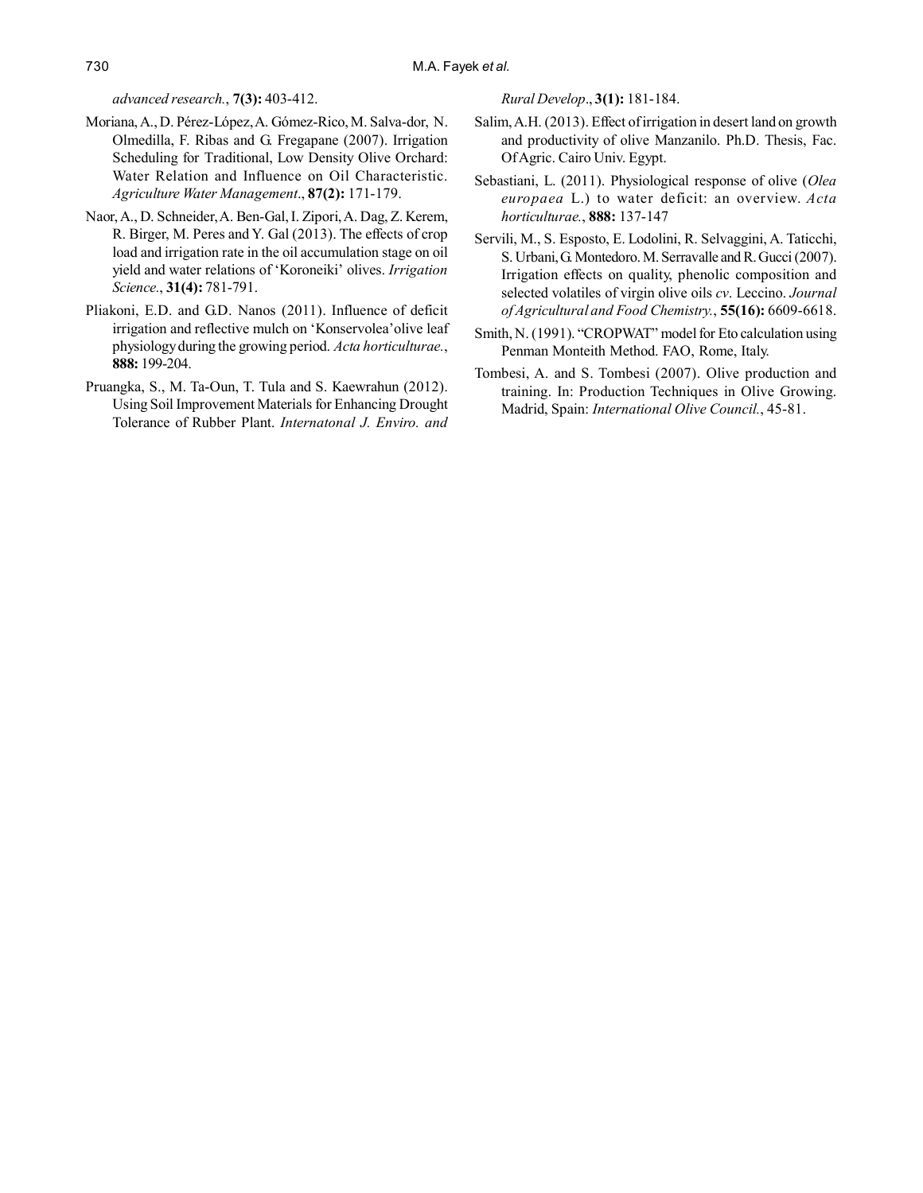*advanced research.*, **7(3):** 403-412.

Moriana, A., D. Pérez-López, A. Gómez-Rico, M. Salva-dor, N. Olmedilla, F. Ribas and G. Fregapane (2007). Irrigation Scheduling for Traditional, Low Density Olive Orchard: Water Relation and Influence on Oil Characteristic. *Agriculture Water Management*., **87(2):** 171-179.

Naor, A., D. Schneider, A. Ben-Gal, I. Zipori, A. Dag, Z. Kerem, R. Birger, M. Peres and Y. Gal (2013). The effects of crop load and irrigation rate in the oil accumulation stage on oil yield and water relations of 'Koroneiki' olives. *Irrigation Science*., **31(4):** 781-791.

Pliakoni, E.D. and G.D. Nanos (2011). Influence of deficit irrigation and reflective mulch on 'Konservolea' olive leaf physiology during the growing period. *Acta horticulturae.*, **888:** 199-204.

Pruangka, S., M. Ta-Oun, T. Tula and S. Kaewrahun (2012). Using Soil Improvement Materials for Enhancing Drought Tolerance of Rubber Plant. *Internatonal J. Enviro. and Rural Develop*., **3(1):** 181-184.

Salim, A.H. (2013). Effect of irrigation in desert land on growth and productivity of olive Manzanilo. Ph.D. Thesis, Fac. Of Agric. Cairo Univ. Egypt.

Sebastiani, L. (2011). Physiological response of olive (*Olea europaea* L.) to water deficit: an overview. *Acta horticulturae.*, **888:** 137-147

Servili, M., S. Esposto, E. Lodolini, R. Selvaggini, A. Taticchi, S. Urbani, G. Montedoro. M. Serravalle and R. Gucci (2007). Irrigation effects on quality, phenolic composition and selected volatiles of virgin olive oils *cv*. Leccino. *Journal of Agricultural and Food Chemistry.*, **55(16):** 6609-6618.

Smith, N. (1991). "CROPWAT" model for Eto calculation using Penman Monteith Method. FAO, Rome, Italy.

Tombesi, A. and S. Tombesi (2007). Olive production and training. In: Production Techniques in Olive Growing. Madrid, Spain: *International Olive Council.*, 45-81.